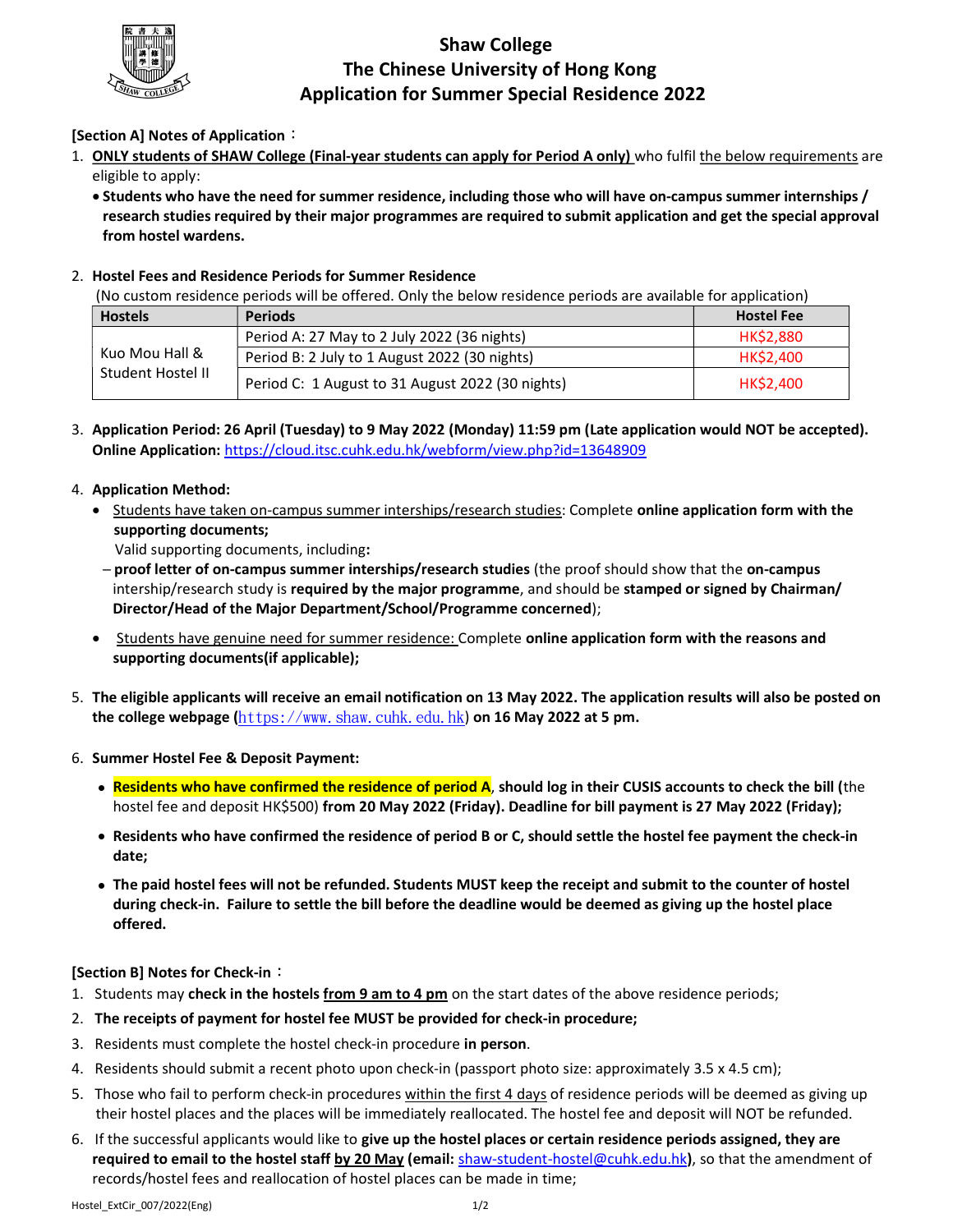# Shaw College
# The Chinese University of Hong Kong
# Application for Summer Special Residence 2022

**[Section A] Notes of Application：**

1. **ONLY students of SHAW College (Final-year students can apply for Period A only)** who fulfil the below requirements are eligible to apply:
   - **Students who have the need for summer residence, including those who will have on-campus summer internships / research studies required by their major programmes are required to submit application and get the special approval from hostel wardens.**

2. **Hostel Fees and Residence Periods for Summer Residence**
   (No custom residence periods will be offered. Only the below residence periods are available for application)

| Hostels | Periods | Hostel Fee |
|---|---|---|
| Kuo Mou Hall & Student Hostel II | Period A: 27 May to 2 July 2022 (36 nights) | HK$2,880 |
| | Period B: 2 July to 1 August 2022 (30 nights) | HK$2,400 |
| | Period C: 1 August to 31 August 2022 (30 nights) | HK$2,400 |

3. **Application Period: 26 April (Tuesday) to 9 May 2022 (Monday) 11:59 pm (Late application would NOT be accepted). Online Application:** https://cloud.itsc.cuhk.edu.hk/webform/view.php?id=13648909

4. **Application Method:**
   - Students have taken on-campus summer interships/research studies: Complete **online application form with the supporting documents;**
     Valid supporting documents, including**:**
     – **proof letter of on-campus summer interships/research studies** (the proof should show that the **on-campus** intership/research study is **required by the major programme**, and should be **stamped or signed by Chairman/ Director/Head of the Major Department/School/Programme concerned**);
   - Students have genuine need for summer residence: Complete **online application form with the reasons and supporting documents(if applicable);**

5. **The eligible applicants will receive an email notification on 13 May 2022. The application results will also be posted on the college webpage (**https://www.shaw.cuhk.edu.hk**) on 16 May 2022 at 5 pm.**

6. **Summer Hostel Fee & Deposit Payment:**
   - **Residents who have confirmed the residence of period A, should log in their CUSIS accounts to check the bill (**the hostel fee and deposit HK$500) **from 20 May 2022 (Friday). Deadline for bill payment is 27 May 2022 (Friday);**
   - **Residents who have confirmed the residence of period B or C, should settle the hostel fee payment the check-in date;**
   - **The paid hostel fees will not be refunded. Students MUST keep the receipt and submit to the counter of hostel during check-in. Failure to settle the bill before the deadline would be deemed as giving up the hostel place offered.**

**[Section B] Notes for Check-in：**

1. Students may **check in the hostels from 9 am to 4 pm** on the start dates of the above residence periods;
2. **The receipts of payment for hostel fee MUST be provided for check-in procedure;**
3. Residents must complete the hostel check-in procedure **in person**.
4. Residents should submit a recent photo upon check-in (passport photo size: approximately 3.5 x 4.5 cm);
5. Those who fail to perform check-in procedures within the first 4 days of residence periods will be deemed as giving up their hostel places and the places will be immediately reallocated. The hostel fee and deposit will NOT be refunded.
6. If the successful applicants would like to **give up the hostel places or certain residence periods assigned, they are required to email to the hostel staff by 20 May (email:** shaw-student-hostel@cuhk.edu.hk**)**, so that the amendment of records/hostel fees and reallocation of hostel places can be made in time;

Hostel_ExtCir_007/2022(Eng)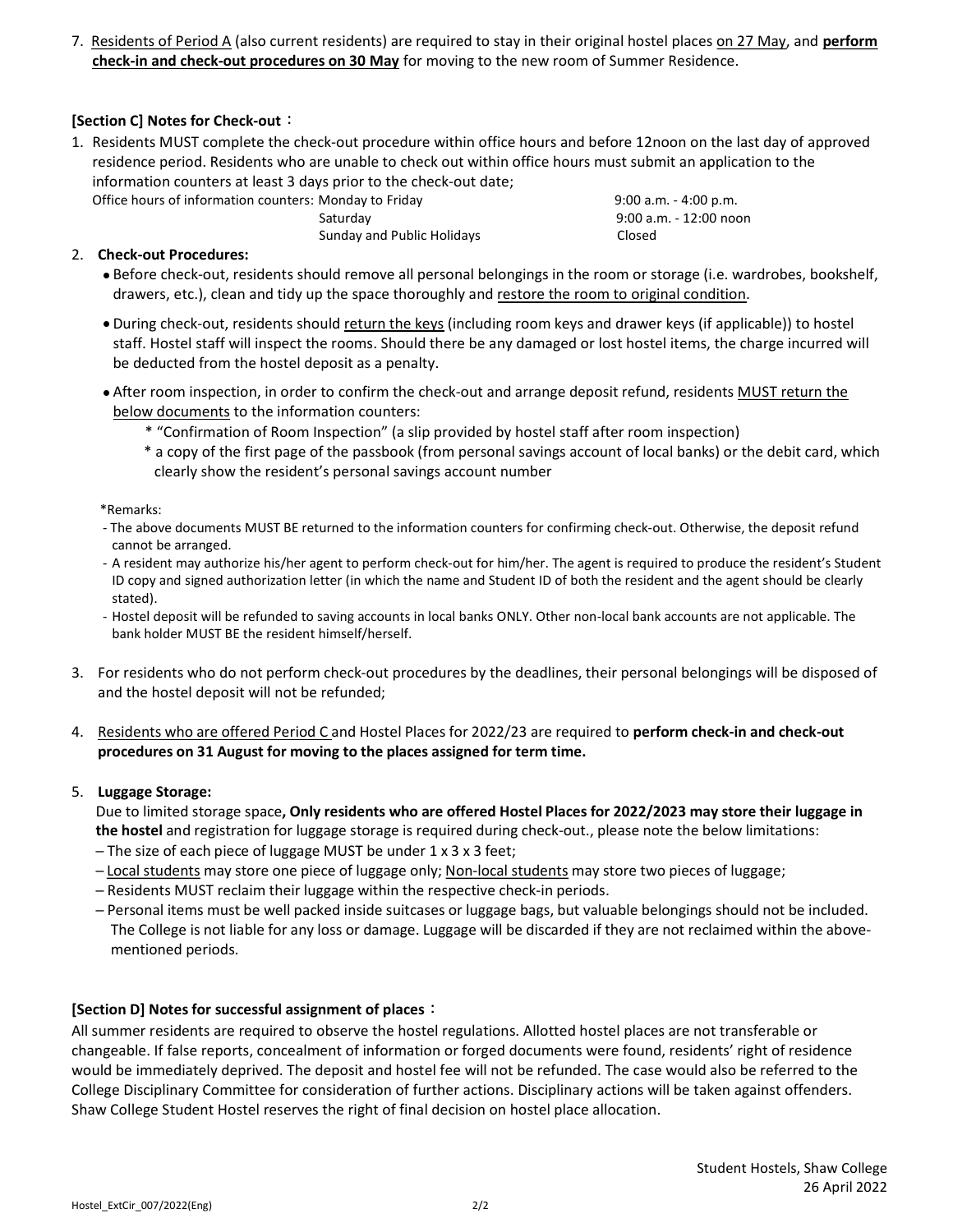7. Residents of Period A (also current residents) are required to stay in their original hostel places on 27 May, and **perform check-in and check-out procedures on 30 May** for moving to the new room of Summer Residence.

**[Section C] Notes for Check-out：**

1. Residents MUST complete the check-out procedure within office hours and before 12noon on the last day of approved residence period. Residents who are unable to check out within office hours must submit an application to the information counters at least 3 days prior to the check-out date;

| Office hours of information counters: | | |
|---|---|---|
| | Monday to Friday | 9:00 a.m. - 4:00 p.m. |
| | Saturday | 9:00 a.m. - 12:00 noon |
| | Sunday and Public Holidays | Closed |

2. **Check-out Procedures:**
   - Before check-out, residents should remove all personal belongings in the room or storage (i.e. wardrobes, bookshelf, drawers, etc.), clean and tidy up the space thoroughly and restore the room to original condition.
   - During check-out, residents should return the keys (including room keys and drawer keys (if applicable)) to hostel staff. Hostel staff will inspect the rooms. Should there be any damaged or lost hostel items, the charge incurred will be deducted from the hostel deposit as a penalty.
   - After room inspection, in order to confirm the check-out and arrange deposit refund, residents MUST return the below documents to the information counters:
     * "Confirmation of Room Inspection" (a slip provided by hostel staff after room inspection)
     * a copy of the first page of the passbook (from personal savings account of local banks) or the debit card, which clearly show the resident's personal savings account number

   *Remarks:
   - The above documents MUST BE returned to the information counters for confirming check-out. Otherwise, the deposit refund cannot be arranged.
   - A resident may authorize his/her agent to perform check-out for him/her. The agent is required to produce the resident's Student ID copy and signed authorization letter (in which the name and Student ID of both the resident and the agent should be clearly stated).
   - Hostel deposit will be refunded to saving accounts in local banks ONLY. Other non-local bank accounts are not applicable. The bank holder MUST BE the resident himself/herself.

3. For residents who do not perform check-out procedures by the deadlines, their personal belongings will be disposed of and the hostel deposit will not be refunded;

4. Residents who are offered Period C and Hostel Places for 2022/23 are required to **perform check-in and check-out procedures on 31 August for moving to the places assigned for term time.**

5. **Luggage Storage:**
   Due to limited storage space**, Only residents who are offered Hostel Places for 2022/2023 may store their luggage in the hostel** and registration for luggage storage is required during check-out., please note the below limitations:
   – The size of each piece of luggage MUST be under 1 x 3 x 3 feet;
   – Local students may store one piece of luggage only; Non-local students may store two pieces of luggage;
   – Residents MUST reclaim their luggage within the respective check-in periods.
   – Personal items must be well packed inside suitcases or luggage bags, but valuable belongings should not be included. The College is not liable for any loss or damage. Luggage will be discarded if they are not reclaimed within the above-mentioned periods.

**[Section D] Notes for successful assignment of places：**

All summer residents are required to observe the hostel regulations. Allotted hostel places are not transferable or changeable. If false reports, concealment of information or forged documents were found, residents' right of residence would be immediately deprived. The deposit and hostel fee will not be refunded. The case would also be referred to the College Disciplinary Committee for consideration of further actions. Disciplinary actions will be taken against offenders. Shaw College Student Hostel reserves the right of final decision on hostel place allocation.

Student Hostels, Shaw College
26 April 2022

Hostel_ExtCir_007/2022(Eng)